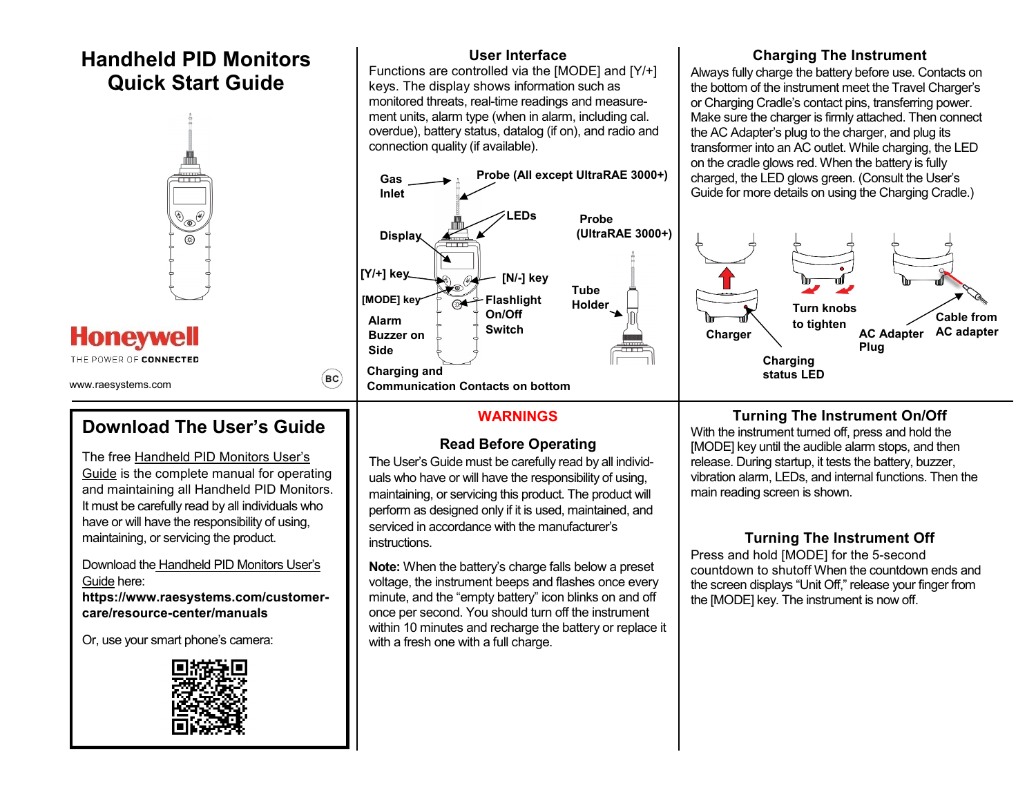# Handheld PID Monitors Quick Start Guide

Honeywell

THE POWER OF CONNECTED

www.raesystems.com

BC

## Download The User's Guide

The free Handheld PID Monitors User's Guide is the complete manual for operating and maintaining all Handheld PID Monitors. It must be carefully read by all individuals who have or will have the responsibility of using, maintaining, or servicing the product.

Download the Handheld PID Monitors User's Guide here:
**https://www.raesystems.com/customer-care/resource-center/manuals**

Or, use your smart phone's camera:

## User Interface

Functions are controlled via the [MODE] and [Y/+] keys. The display shows information such as monitored threats, real-time readings and measurement units, alarm type (when in alarm, including cal. overdue), battery status, datalog (if on), and radio and connection quality (if available).

Gas Inlet
Probe (All except UltraRAE 3000+)
LEDs
Display
Probe (UltraRAE 3000+)
[Y/+] key
[N/-] key
[MODE] key
Flashlight On/Off Switch
Tube Holder
Alarm Buzzer on Side
Charging and Communication Contacts on bottom

## WARNINGS

### Read Before Operating

The User's Guide must be carefully read by all individuals who have or will have the responsibility of using, maintaining, or servicing this product. The product will perform as designed only if it is used, maintained, and serviced in accordance with the manufacturer's instructions.

**Note:** When the battery's charge falls below a preset voltage, the instrument beeps and flashes once every minute, and the "empty battery" icon blinks on and off once per second. You should turn off the instrument within 10 minutes and recharge the battery or replace it with a fresh one with a full charge.

## Charging The Instrument

Always fully charge the battery before use. Contacts on the bottom of the instrument meet the Travel Charger's or Charging Cradle's contact pins, transferring power. Make sure the charger is firmly attached. Then connect the AC Adapter's plug to the charger, and plug its transformer into an AC outlet. While charging, the LED on the cradle glows red. When the battery is fully charged, the LED glows green. (Consult the User's Guide for more details on using the Charging Cradle.)

Charger
Turn knobs to tighten
Charging status LED
AC Adapter Plug
Cable from AC adapter

## Turning The Instrument On/Off

With the instrument turned off, press and hold the [MODE] key until the audible alarm stops, and then release. During startup, it tests the battery, buzzer, vibration alarm, LEDs, and internal functions. Then the main reading screen is shown.

## Turning The Instrument Off

Press and hold [MODE] for the 5-second countdown to shutoff When the countdown ends and the screen displays "Unit Off," release your finger from the [MODE] key. The instrument is now off.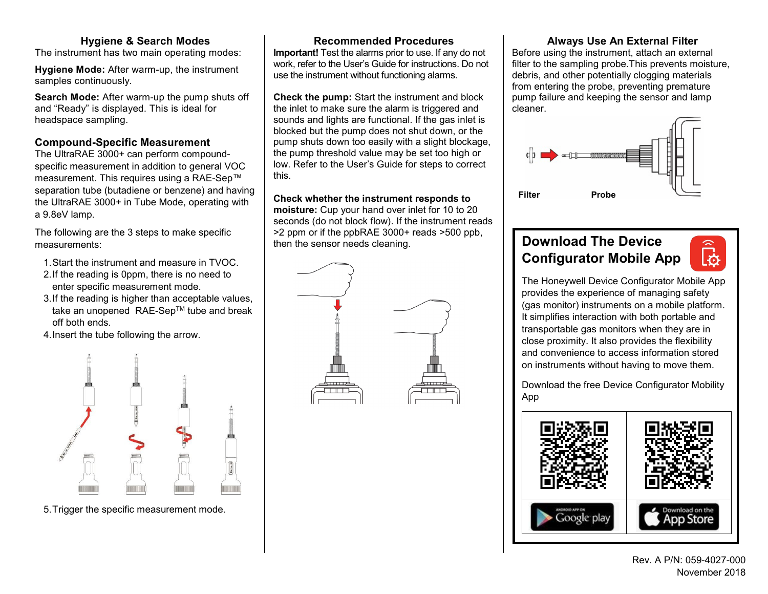## Hygiene & Search Modes

The instrument has two main operating modes:

**Hygiene Mode:** After warm-up, the instrument samples continuously.

**Search Mode:** After warm-up the pump shuts off and "Ready" is displayed. This is ideal for headspace sampling.

### Compound-Specific Measurement

The UltraRAE 3000+ can perform compound-specific measurement in addition to general VOC measurement. This requires using a RAE-Sep™ separation tube (butadiene or benzene) and having the UltraRAE 3000+ in Tube Mode, operating with a 9.8eV lamp.

The following are the 3 steps to make specific measurements:

1. Start the instrument and measure in TVOC.
2. If the reading is 0ppm, there is no need to enter specific measurement mode.
3. If the reading is higher than acceptable values, take an unopened RAE-Sep™ tube and break off both ends.
4. Insert the tube following the arrow.

5. Trigger the specific measurement mode.

## Recommended Procedures

**Important!** Test the alarms prior to use. If any do not work, refer to the User's Guide for instructions. Do not use the instrument without functioning alarms.

**Check the pump:** Start the instrument and block the inlet to make sure the alarm is triggered and sounds and lights are functional. If the gas inlet is blocked but the pump does not shut down, or the pump shuts down too easily with a slight blockage, the pump threshold value may be set too high or low. Refer to the User's Guide for steps to correct this.

**Check whether the instrument responds to moisture:** Cup your hand over inlet for 10 to 20 seconds (do not block flow). If the instrument reads >2 ppm or if the ppbRAE 3000+ reads >500 ppb, then the sensor needs cleaning.

## Always Use An External Filter

Before using the instrument, attach an external filter to the sampling probe. This prevents moisture, debris, and other potentially clogging materials from entering the probe, preventing premature pump failure and keeping the sensor and lamp cleaner.

Filter

Probe

## Download The Device Configurator Mobile App

The Honeywell Device Configurator Mobile App provides the experience of managing safety (gas monitor) instruments on a mobile platform. It simplifies interaction with both portable and transportable gas monitors when they are in close proximity. It also provides the flexibility and convenience to access information stored on instruments without having to move them.

Download the free Device Configurator Mobility App

| | |
|---|---|
| ANDROID APP ON Google play | Download on the App Store |

Rev. A P/N: 059-4027-000
November 2018